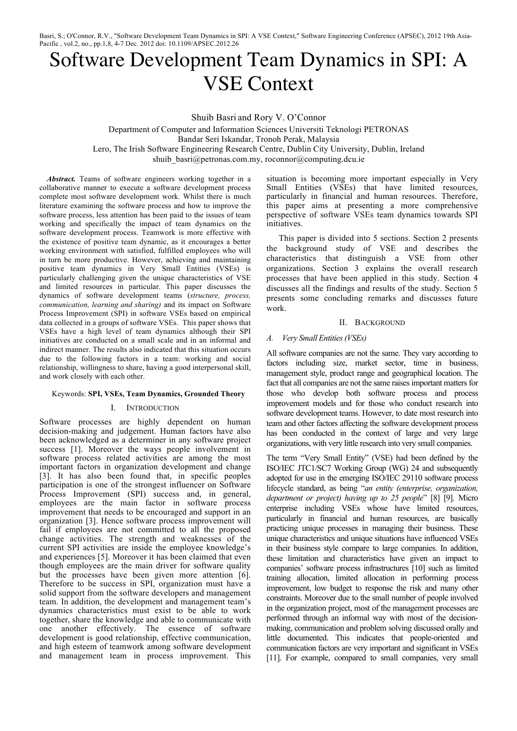Basri, S.; O'Connor, R.V., "Software Development Team Dynamics in SPI: A VSE Context," Software Engineering Conference (APSEC), 2012 19th Asia-Pacific , vol.2, no., pp.1,8, 4-7 Dec. 2012 doi: 10.1109/APSEC.2012.26

# Software Development Team Dynamics in SPI: A VSE Context

Shuib Basri and Rory V. O'Connor

Department of Computer and Information Sciences Universiti Teknologi PETRONAS
Bandar Seri Iskandar, Tronoh Perak, Malaysia
Lero, The Irish Software Engineering Research Centre, Dublin City University, Dublin, Ireland
shuib_basri@petronas.com.my, roconnor@computing.dcu.ie

***Abstract.*** Teams of software engineers working together in a collaborative manner to execute a software development process complete most software development work. Whilst there is much literature examining the software process and how to improve the software process, less attention has been paid to the issues of team working and specifically the impact of team dynamics on the software development process. Teamwork is more effective with the existence of positive team dynamic, as it encourages a better working environment with satisfied, fulfilled employees who will in turn be more productive. However, achieving and maintaining positive team dynamics in Very Small Entities (VSEs) is particularly challenging given the unique characteristics of VSE and limited resources in particular. This paper discusses the dynamics of software development teams (*structure, process, communication, learning and sharing*) and its impact on Software Process Improvement (SPI) in software VSEs based on empirical data collected in a groups of software VSEs. This paper shows that VSEs have a high level of team dynamics although their SPI initiatives are conducted on a small scale and in an informal and indirect manner. The results also indicated that this situation occurs due to the following factors in a team: working and social relationship, willingness to share, having a good interpersonal skill, and work closely with each other.

Keywords: **SPI, VSEs, Team Dynamics, Grounded Theory**

## I. Introduction

Software processes are highly dependent on human decision-making and judgement. Human factors have also been acknowledged as a determiner in any software project success [1]. Moreover the ways people involvement in software process related activities are among the most important factors in organization development and change [3]. It has also been found that, in specific peoples participation is one of the strongest influencer on Software Process Improvement (SPI) success and, in general, employees are the main factor in software process improvement that needs to be encouraged and support in an organization [3]. Hence software process improvement will fail if employees are not committed to all the proposed change activities. The strength and weaknesses of the current SPI activities are inside the employee knowledge's and experiences [5]. Moreover it has been claimed that even though employees are the main driver for software quality but the processes have been given more attention [6]. Therefore to be success in SPI, organization must have a solid support from the software developers and management team. In addition, the development and management team's dynamics characteristics must exist to be able to work together, share the knowledge and able to communicate with one another effectively. The essence of software development is good relationship, effective communication, and high esteem of teamwork among software development and management team in process improvement. This situation is becoming more important especially in Very Small Entities (VSEs) that have limited resources, particularly in financial and human resources. Therefore, this paper aims at presenting a more comprehensive perspective of software VSEs team dynamics towards SPI initiatives.

This paper is divided into 5 sections. Section 2 presents the background study of VSE and describes the characteristics that distinguish a VSE from other organizations. Section 3 explains the overall research processes that have been applied in this study. Section 4 discusses all the findings and results of the study. Section 5 presents some concluding remarks and discusses future work.

## II. Background

### A. Very Small Entities (VSEs)

All software companies are not the same. They vary according to factors including size, market sector, time in business, management style, product range and geographical location. The fact that all companies are not the same raises important matters for those who develop both software process and process improvement models and for those who conduct research into software development teams. However, to date most research into team and other factors affecting the software development process has been conducted in the context of large and very large organizations, with very little research into very small companies.

The term "Very Small Entity" (VSE) had been defined by the ISO/IEC JTC1/SC7 Working Group (WG) 24 and subsequently adopted for use in the emerging ISO/IEC 29110 software process lifecycle standard, as being "*an entity (enterprise, organization, department or project) having up to 25 people*" [8] [9]. Micro enterprise including VSEs whose have limited resources, particularly in financial and human resources, are basically practicing unique processes in managing their business. These unique characteristics and unique situations have influenced VSEs in their business style compare to large companies. In addition, these limitation and characteristics have given an impact to companies' software process infrastructures [10] such as limited training allocation, limited allocation in performing process improvement, low budget to response the risk and many other constraints. Moreover due to the small number of people involved in the organization project, most of the management processes are performed through an informal way with most of the decision-making, communication and problem solving discussed orally and little documented. This indicates that people-oriented and communication factors are very important and significant in VSEs [11]. For example, compared to small companies, very small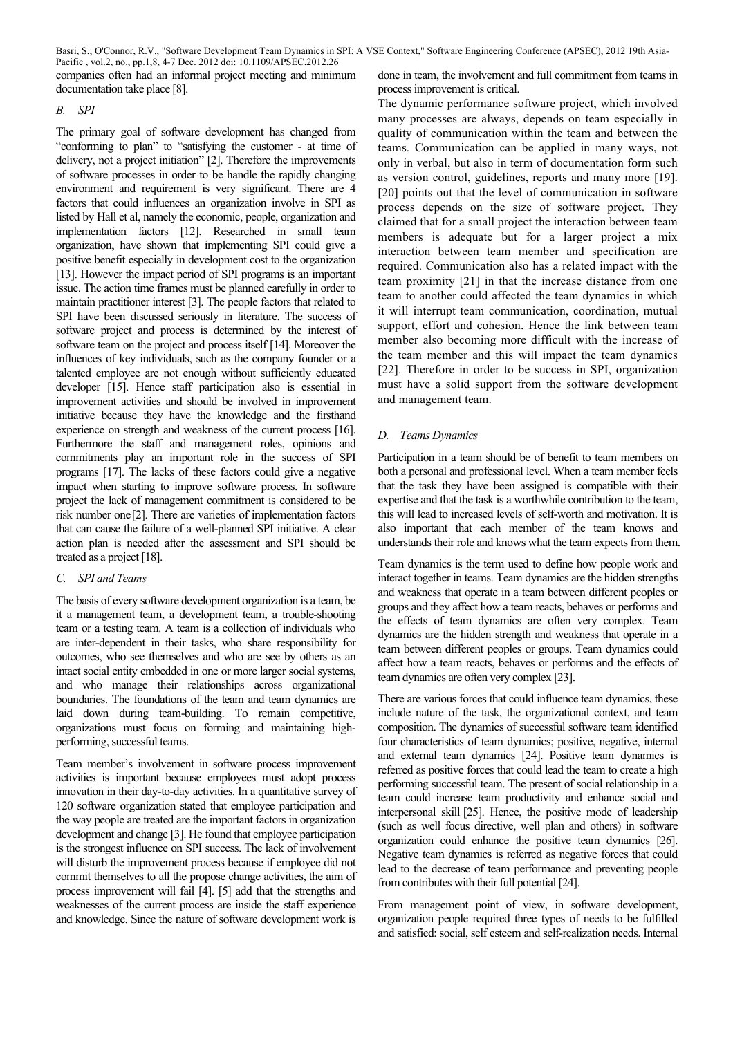companies often had an informal project meeting and minimum documentation take place [8].

### *B. SPI*

The primary goal of software development has changed from "conforming to plan" to "satisfying the customer - at time of delivery, not a project initiation" [2]. Therefore the improvements of software processes in order to be handle the rapidly changing environment and requirement is very significant. There are 4 factors that could influences an organization involve in SPI as listed by Hall et al, namely the economic, people, organization and implementation factors [12]. Researched in small team organization, have shown that implementing SPI could give a positive benefit especially in development cost to the organization [13]. However the impact period of SPI programs is an important issue. The action time frames must be planned carefully in order to maintain practitioner interest [3]. The people factors that related to SPI have been discussed seriously in literature. The success of software project and process is determined by the interest of software team on the project and process itself [14]. Moreover the influences of key individuals, such as the company founder or a talented employee are not enough without sufficiently educated developer [15]. Hence staff participation also is essential in improvement activities and should be involved in improvement initiative because they have the knowledge and the firsthand experience on strength and weakness of the current process [16]. Furthermore the staff and management roles, opinions and commitments play an important role in the success of SPI programs [17]. The lacks of these factors could give a negative impact when starting to improve software process. In software project the lack of management commitment is considered to be risk number one [2]. There are varieties of implementation factors that can cause the failure of a well-planned SPI initiative. A clear action plan is needed after the assessment and SPI should be treated as a project [18].

### *C. SPI and Teams*

The basis of every software development organization is a team, be it a management team, a development team, a trouble-shooting team or a testing team. A team is a collection of individuals who are inter-dependent in their tasks, who share responsibility for outcomes, who see themselves and who are see by others as an intact social entity embedded in one or more larger social systems, and who manage their relationships across organizational boundaries. The foundations of the team and team dynamics are laid down during team-building. To remain competitive, organizations must focus on forming and maintaining high-performing, successful teams.

Team member's involvement in software process improvement activities is important because employees must adopt process innovation in their day-to-day activities. In a quantitative survey of 120 software organization stated that employee participation and the way people are treated are the important factors in organization development and change [3]. He found that employee participation is the strongest influence on SPI success. The lack of involvement will disturb the improvement process because if employee did not commit themselves to all the propose change activities, the aim of process improvement will fail [4]. [5] add that the strengths and weaknesses of the current process are inside the staff experience and knowledge. Since the nature of software development work is done in team, the involvement and full commitment from teams in process improvement is critical.

The dynamic performance software project, which involved many processes are always, depends on team especially in quality of communication within the team and between the teams. Communication can be applied in many ways, not only in verbal, but also in term of documentation form such as version control, guidelines, reports and many more [19]. [20] points out that the level of communication in software process depends on the size of software project. They claimed that for a small project the interaction between team members is adequate but for a larger project a mix interaction between team member and specification are required. Communication also has a related impact with the team proximity [21] in that the increase distance from one team to another could affected the team dynamics in which it will interrupt team communication, coordination, mutual support, effort and cohesion. Hence the link between team member also becoming more difficult with the increase of the team member and this will impact the team dynamics [22]. Therefore in order to be success in SPI, organization must have a solid support from the software development and management team.

### *D. Teams Dynamics*

Participation in a team should be of benefit to team members on both a personal and professional level. When a team member feels that the task they have been assigned is compatible with their expertise and that the task is a worthwhile contribution to the team, this will lead to increased levels of self-worth and motivation. It is also important that each member of the team knows and understands their role and knows what the team expects from them.

Team dynamics is the term used to define how people work and interact together in teams. Team dynamics are the hidden strengths and weakness that operate in a team between different peoples or groups and they affect how a team reacts, behaves or performs and the effects of team dynamics are often very complex. Team dynamics are the hidden strength and weakness that operate in a team between different peoples or groups. Team dynamics could affect how a team reacts, behaves or performs and the effects of team dynamics are often very complex [23].

There are various forces that could influence team dynamics, these include nature of the task, the organizational context, and team composition. The dynamics of successful software team identified four characteristics of team dynamics; positive, negative, internal and external team dynamics [24]. Positive team dynamics is referred as positive forces that could lead the team to create a high performing successful team. The present of social relationship in a team could increase team productivity and enhance social and interpersonal skill [25]. Hence, the positive mode of leadership (such as well focus directive, well plan and others) in software organization could enhance the positive team dynamics [26]. Negative team dynamics is referred as negative forces that could lead to the decrease of team performance and preventing people from contributes with their full potential [24].

From management point of view, in software development, organization people required three types of needs to be fulfilled and satisfied: social, self esteem and self-realization needs. Internal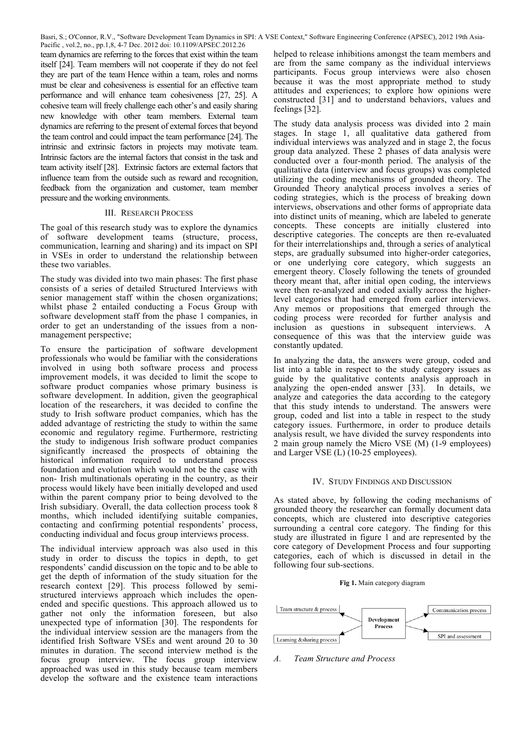team dynamics are referring to the forces that exist within the team itself [24]. Team members will not cooperate if they do not feel they are part of the team. Hence within a team, roles and norms must be clear and cohesiveness is essential for an effective team performance and will enhance team cohesiveness [27, 25]. A cohesive team will freely challenge each other's and easily sharing new knowledge with other team members. External team dynamics are referring to the present of external forces that beyond the team control and could impact the team performance [24]. The intrinsic and extrinsic factors in projects may motivate team. Intrinsic factors are the internal factors that consist in the task and team activity itself [28]. Extrinsic factors are external factors that influence team from the outside such as reward and recognition, feedback from the organization and customer, team member pressure and the working environments.

## III. Research Process

The goal of this research study was to explore the dynamics of software development teams (structure, process, communication, learning and sharing) and its impact on SPI in VSEs in order to understand the relationship between these two variables.

The study was divided into two main phases: The first phase consists of a series of detailed Structured Interviews with senior management staff within the chosen organizations; whilst phase 2 entailed conducting a Focus Group with software development staff from the phase 1 companies, in order to get an understanding of the issues from a non-management perspective;

To ensure the participation of software development professionals who would be familiar with the considerations involved in using both software process and process improvement models, it was decided to limit the scope to software product companies whose primary business is software development. In addition, given the geographical location of the researchers, it was decided to confine the study to Irish software product companies, which has the added advantage of restricting the study to within the same economic and regulatory regime. Furthermore, restricting the study to indigenous Irish software product companies significantly increased the prospects of obtaining the historical information required to understand process foundation and evolution which would not be the case with non- Irish multinationals operating in the country, as their process would likely have been initially developed and used within the parent company prior to being devolved to the Irish subsidiary. Overall, the data collection process took 8 months, which included identifying suitable companies, contacting and confirming potential respondents' process, conducting individual and focus group interviews process.

The individual interview approach was also used in this study in order to discuss the topics in depth, to get respondents' candid discussion on the topic and to be able to get the depth of information of the study situation for the research context [29]. This process followed by semi-structured interviews approach which includes the open-ended and specific questions. This approach allowed us to gather not only the information foreseen, but also unexpected type of information [30]. The respondents for the individual interview session are the managers from the identified Irish Software VSEs and went around 20 to 30 minutes in duration. The second interview method is the focus group interview. The focus group interview approached was used in this study because team members develop the software and the existence team interactions helped to release inhibitions amongst the team members and are from the same company as the individual interviews participants. Focus group interviews were also chosen because it was the most appropriate method to study attitudes and experiences; to explore how opinions were constructed [31] and to understand behaviors, values and feelings [32].

The study data analysis process was divided into 2 main stages. In stage 1, all qualitative data gathered from individual interviews was analyzed and in stage 2, the focus group data analyzed. These 2 phases of data analysis were conducted over a four-month period. The analysis of the qualitative data (interview and focus groups) was completed utilizing the coding mechanisms of grounded theory. The Grounded Theory analytical process involves a series of coding strategies, which is the process of breaking down interviews, observations and other forms of appropriate data into distinct units of meaning, which are labeled to generate concepts. These concepts are initially clustered into descriptive categories. The concepts are then re-evaluated for their interrelationships and, through a series of analytical steps, are gradually subsumed into higher-order categories, or one underlying core category, which suggests an emergent theory. Closely following the tenets of grounded theory meant that, after initial open coding, the interviews were then re-analyzed and coded axially across the higher-level categories that had emerged from earlier interviews. Any memos or propositions that emerged through the coding process were recorded for further analysis and inclusion as questions in subsequent interviews. A consequence of this was that the interview guide was constantly updated.

In analyzing the data, the answers were group, coded and list into a table in respect to the study category issues as guide by the qualitative contents analysis approach in analyzing the open-ended answer [33]. In details, we analyze and categories the data according to the category that this study intends to understand. The answers were group, coded and list into a table in respect to the study category issues. Furthermore, in order to produce details analysis result, we have divided the survey respondents into 2 main group namely the Micro VSE (M) (1-9 employees) and Larger VSE (L) (10-25 employees).

## IV. Study Findings and Discussion

As stated above, by following the coding mechanisms of grounded theory the researcher can formally document data concepts, which are clustered into descriptive categories surrounding a central core category. The finding for this study are illustrated in figure 1 and are represented by the core category of Development Process and four supporting categories, each of which is discussed in detail in the following four sub-sections.

**Fig 1.** Main category diagram

Team structure & process — Development Process — Communication process

Learning &sharing process — SPI and assessment

### *A. Team Structure and Process*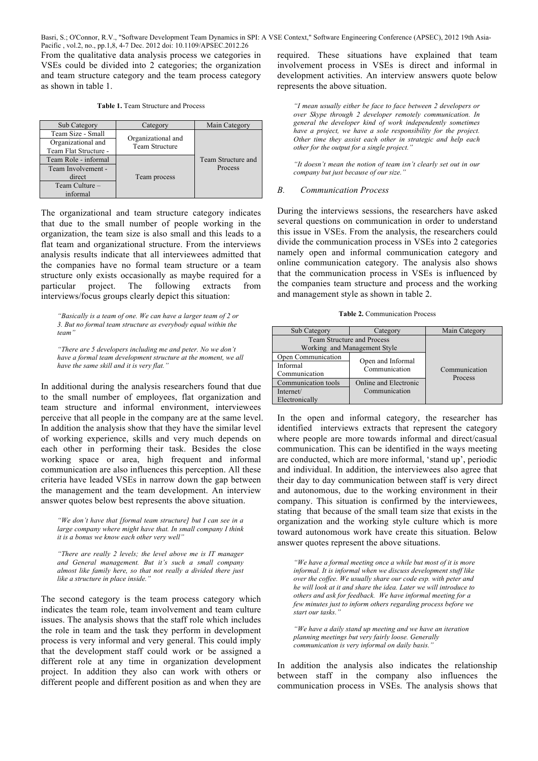From the qualitative data analysis process we categories in VSEs could be divided into 2 categories; the organization and team structure category and the team process category as shown in table 1.

**Table 1.** Team Structure and Process

| Sub Category | Category | Main Category |
|---|---|---|
| Team Size - Small | Organizational and Team Structure | Team Structure and Process |
| Organizational and Team Flat Structure - | | |
| Team Role - informal | Team process | |
| Team Involvement - direct | | |
| Team Culture – informal | | |

The organizational and team structure category indicates that due to the small number of people working in the organization, the team size is also small and this leads to a flat team and organizational structure. From the interviews analysis results indicate that all interviewees admitted that the companies have no formal team structure or a team structure only exists occasionally as maybe required for a particular project. The following extracts from interviews/focus groups clearly depict this situation:

> *"Basically is a team of one. We can have a larger team of 2 or 3. But no formal team structure as everybody equal within the team"*

> *"There are 5 developers including me and peter. No we don't have a formal team development structure at the moment, we all have the same skill and it is very flat."*

In additional during the analysis researchers found that due to the small number of employees, flat organization and team structure and informal environment, interviewees perceive that all people in the company are at the same level. In addition the analysis show that they have the similar level of working experience, skills and very much depends on each other in performing their task. Besides the close working space or area, high frequent and informal communication are also influences this perception. All these criteria have leaded VSEs in narrow down the gap between the management and the team development. An interview answer quotes below best represents the above situation.

> *"We don't have that [formal team structure] but I can see in a large company where might have that. In small company I think it is a bonus we know each other very well"*

> *"There are really 2 levels; the level above me is IT manager and General management. But it's such a small company almost like family here, so that not really a divided there just like a structure in place inside."*

The second category is the team process category which indicates the team role, team involvement and team culture issues. The analysis shows that the staff role which includes the role in team and the task they perform in development process is very informal and very general. This could imply that the development staff could work or be assigned a different role at any time in organization development project. In addition they also can work with others or different people and different position as and when they are required. These situations have explained that team involvement process in VSEs is direct and informal in development activities. An interview answers quote below represents the above situation.

> *"I mean usually either be face to face between 2 developers or over Skype through 2 developer remotely communication. In general the developer kind of work independently sometimes have a project, we have a sole responsibility for the project. Other time they assist each other in strategic and help each other for the output for a single project."*

> *"It doesn't mean the notion of team isn't clearly set out in our company but just because of our size."*

### *B. Communication Process*

During the interviews sessions, the researchers have asked several questions on communication in order to understand this issue in VSEs. From the analysis, the researchers could divide the communication process in VSEs into 2 categories namely open and informal communication category and online communication category. The analysis also shows that the communication process in VSEs is influenced by the companies team structure and process and the working and management style as shown in table 2.

**Table 2.** Communication Process

| Sub Category | Category | Main Category |
|---|---|---|
| Team Structure and Process<br>Working and Management Style | | Communication Process |
| Open Communication | Open and Informal Communication | |
| Informal Communication | | |
| Communication tools | Online and Electronic Communication | |
| Internet/ Electronically | | |

In the open and informal category, the researcher has identified interviews extracts that represent the category where people are more towards informal and direct/casual communication. This can be identified in the ways meeting are conducted, which are more informal, 'stand up', periodic and individual. In addition, the interviewees also agree that their day to day communication between staff is very direct and autonomous, due to the working environment in their company. This situation is confirmed by the interviewees, stating that because of the small team size that exists in the organization and the working style culture which is more toward autonomous work have create this situation. Below answer quotes represent the above situations.

> *"We have a formal meeting once a while but most of it is more informal. It is informal when we discuss development stuff like over the coffee. We usually share our code esp. with peter and he will look at it and share the idea. Later we will introduce to others and ask for feedback. We have informal meeting for a few minutes just to inform others regarding process before we start our tasks."*

> *"We have a daily stand up meeting and we have an iteration planning meetings but very fairly loose. Generally communication is very informal on daily basis."*

In addition the analysis also indicates the relationship between staff in the company also influences the communication process in VSEs. The analysis shows that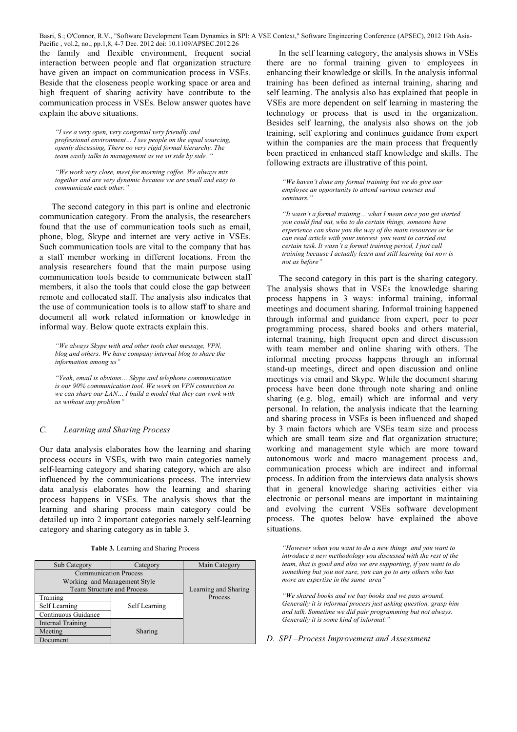the family and flexible environment, frequent social interaction between people and flat organization structure have given an impact on communication process in VSEs. Beside that the closeness people working space or area and high frequent of sharing activity have contribute to the communication process in VSEs. Below answer quotes have explain the above situations.

> *"I see a very open, very congenial very friendly and professional environment… I see people on the equal sourcing, openly discussing, There no very rigid formal hierarchy. The team easily talks to management as we sit side by side. "*

> *"We work very close, meet for morning coffee. We always mix together and are very dynamic because we are small and easy to communicate each other."*

The second category in this part is online and electronic communication category. From the analysis, the researchers found that the use of communication tools such as email, phone, blog, Skype and internet are very active in VSEs. Such communication tools are vital to the company that has a staff member working in different locations. From the analysis researchers found that the main purpose using communication tools beside to communicate between staff members, it also the tools that could close the gap between remote and collocated staff. The analysis also indicates that the use of communication tools is to allow staff to share and document all work related information or knowledge in informal way. Below quote extracts explain this.

> *"We always Skype with and other tools chat message, VPN, blog and others. We have company internal blog to share the information among us"*

> *"Yeah, email is obvious… Skype and telephone communication is our 90% communication tool. We work on VPN connection so we can share our LAN… I build a model that they can work with us without any problem"*

### *C. Learning and Sharing Process*

Our data analysis elaborates how the learning and sharing process occurs in VSEs, with two main categories namely self-learning category and sharing category, which are also influenced by the communications process. The interview data analysis elaborates how the learning and sharing process happens in VSEs. The analysis shows that the learning and sharing process main category could be detailed up into 2 important categories namely self-learning category and sharing category as in table 3.

**Table 3.** Learning and Sharing Process

| Sub Category | Category | Main Category |
|---|---|---|
| Communication Process<br>Working and Management Style<br>Team Structure and Process | | Learning and Sharing Process |
| Training | Self Learning | |
| Self Learning | | |
| Continuous Guidance | | |
| Internal Training | Sharing | |
| Meeting | | |
| Document | | |

In the self learning category, the analysis shows in VSEs there are no formal training given to employees in enhancing their knowledge or skills. In the analysis informal training has been defined as internal training, sharing and self learning. The analysis also has explained that people in VSEs are more dependent on self learning in mastering the technology or process that is used in the organization. Besides self learning, the analysis also shows on the job training, self exploring and continues guidance from expert within the companies are the main process that frequently been practiced in enhanced staff knowledge and skills. The following extracts are illustrative of this point.

> *"We haven't done any formal training but we do give our employee an opportunity to attend various courses and seminars."*

> *"It wasn't a formal training… what I mean once you get started you could find out, who to do certain things, someone have experience can show you the way of the main resources or he can read article with your interest you want to carried out certain task. It wasn't a formal training period, I just call training because I actually learn and still learning but now is not as before"*

The second category in this part is the sharing category. The analysis shows that in VSEs the knowledge sharing process happens in 3 ways: informal training, informal meetings and document sharing. Informal training happened through informal and guidance from expert, peer to peer programming process, shared books and others material, internal training, high frequent open and direct discussion with team member and online sharing with others. The informal meeting process happens through an informal stand-up meetings, direct and open discussion and online meetings via email and Skype. While the document sharing process have been done through note sharing and online sharing (e.g. blog, email) which are informal and very personal. In relation, the analysis indicate that the learning and sharing process in VSEs is been influenced and shaped by 3 main factors which are VSEs team size and process which are small team size and flat organization structure; working and management style which are more toward autonomous work and macro management process and, communication process which are indirect and informal process. In addition from the interviews data analysis shows that in general knowledge sharing activities either via electronic or personal means are important in maintaining and evolving the current VSEs software development process. The quotes below have explained the above situations.

> *"However when you want to do a new things and you want to introduce a new methodology you discussed with the rest of the team, that is good and also we are supporting, if you want to do something but you not sure, you can go to any others who has more an expertise in the same area"*

> *"We shared books and we buy books and we pass around. Generally it is informal process just asking question, grasp him and talk. Sometime we did pair programming but not always. Generally it is some kind of informal."*

### *D. SPI –Process Improvement and Assessment*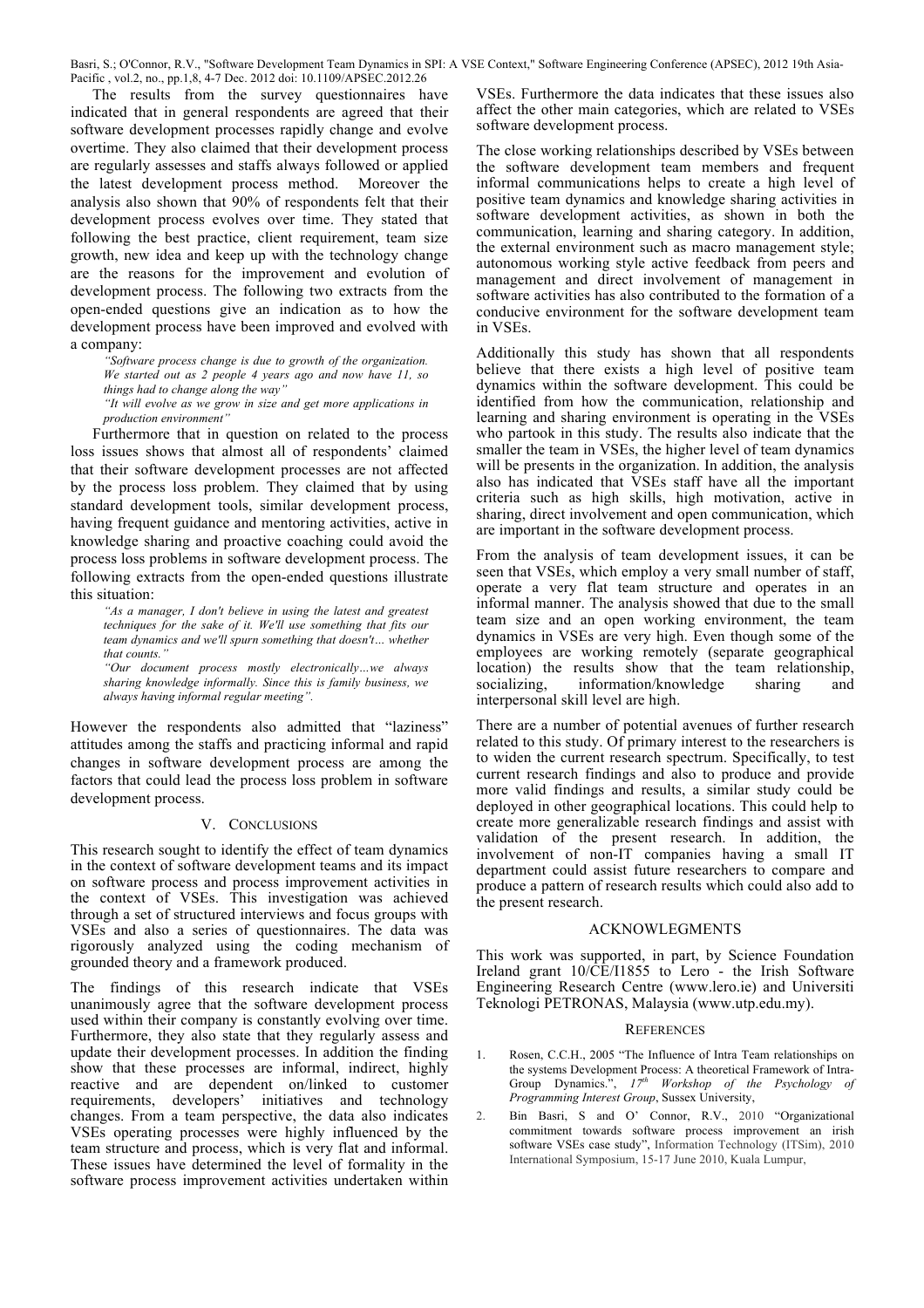The results from the survey questionnaires have indicated that in general respondents are agreed that their software development processes rapidly change and evolve overtime. They also claimed that their development process are regularly assesses and staffs always followed or applied the latest development process method. Moreover the analysis also shown that 90% of respondents felt that their development process evolves over time. They stated that following the best practice, client requirement, team size growth, new idea and keep up with the technology change are the reasons for the improvement and evolution of development process. The following two extracts from the open-ended questions give an indication as to how the development process have been improved and evolved with a company:

> *"Software process change is due to growth of the organization. We started out as 2 people 4 years ago and now have 11, so things had to change along the way"*
>
> *"It will evolve as we grow in size and get more applications in production environment"*

Furthermore that in question on related to the process loss issues shows that almost all of respondents' claimed that their software development processes are not affected by the process loss problem. They claimed that by using standard development tools, similar development process, having frequent guidance and mentoring activities, active in knowledge sharing and proactive coaching could avoid the process loss problems in software development process. The following extracts from the open-ended questions illustrate this situation:

> *"As a manager, I don't believe in using the latest and greatest techniques for the sake of it. We'll use something that fits our team dynamics and we'll spurn something that doesn't... whether that counts."*
>
> *"Our document process mostly electronically...we always sharing knowledge informally. Since this is family business, we always having informal regular meeting".*

However the respondents also admitted that "laziness" attitudes among the staffs and practicing informal and rapid changes in software development process are among the factors that could lead the process loss problem in software development process.

## V. Conclusions

This research sought to identify the effect of team dynamics in the context of software development teams and its impact on software process and process improvement activities in the context of VSEs. This investigation was achieved through a set of structured interviews and focus groups with VSEs and also a series of questionnaires. The data was rigorously analyzed using the coding mechanism of grounded theory and a framework produced.

The findings of this research indicate that VSEs unanimously agree that the software development process used within their company is constantly evolving over time. Furthermore, they also state that they regularly assess and update their development processes. In addition the finding show that these processes are informal, indirect, highly reactive and are dependent on/linked to customer requirements, developers' initiatives and technology changes. From a team perspective, the data also indicates VSEs operating processes were highly influenced by the team structure and process, which is very flat and informal. These issues have determined the level of formality in the software process improvement activities undertaken within VSEs. Furthermore the data indicates that these issues also affect the other main categories, which are related to VSEs software development process.

The close working relationships described by VSEs between the software development team members and frequent informal communications helps to create a high level of positive team dynamics and knowledge sharing activities in software development activities, as shown in both the communication, learning and sharing category. In addition, the external environment such as macro management style; autonomous working style active feedback from peers and management and direct involvement of management in software activities has also contributed to the formation of a conducive environment for the software development team in VSEs.

Additionally this study has shown that all respondents believe that there exists a high level of positive team dynamics within the software development. This could be identified from how the communication, relationship and learning and sharing environment is operating in the VSEs who partook in this study. The results also indicate that the smaller the team in VSEs, the higher level of team dynamics will be presents in the organization. In addition, the analysis also has indicated that VSEs staff have all the important criteria such as high skills, high motivation, active in sharing, direct involvement and open communication, which are important in the software development process.

From the analysis of team development issues, it can be seen that VSEs, which employ a very small number of staff, operate a very flat team structure and operates in an informal manner. The analysis showed that due to the small team size and an open working environment, the team dynamics in VSEs are very high. Even though some of the employees are working remotely (separate geographical location) the results show that the team relationship, socializing, information/knowledge sharing and interpersonal skill level are high.

There are a number of potential avenues of further research related to this study. Of primary interest to the researchers is to widen the current research spectrum. Specifically, to test current research findings and also to produce and provide more valid findings and results, a similar study could be deployed in other geographical locations. This could help to create more generalizable research findings and assist with validation of the present research. In addition, the involvement of non-IT companies having a small IT department could assist future researchers to compare and produce a pattern of research results which could also add to the present research.

## Acknowlegments

This work was supported, in part, by Science Foundation Ireland grant 10/CE/I1855 to Lero - the Irish Software Engineering Research Centre (www.lero.ie) and Universiti Teknologi PETRONAS, Malaysia (www.utp.edu.my).

## References

1. Rosen, C.C.H., 2005 "The Influence of Intra Team relationships on the systems Development Process: A theoretical Framework of Intra-Group Dynamics.", *17th Workshop of the Psychology of Programming Interest Group*, Sussex University,
2. Bin Basri, S and O' Connor, R.V., 2010 "Organizational commitment towards software process improvement an irish software VSEs case study", Information Technology (ITSim), 2010 International Symposium, 15-17 June 2010, Kuala Lumpur,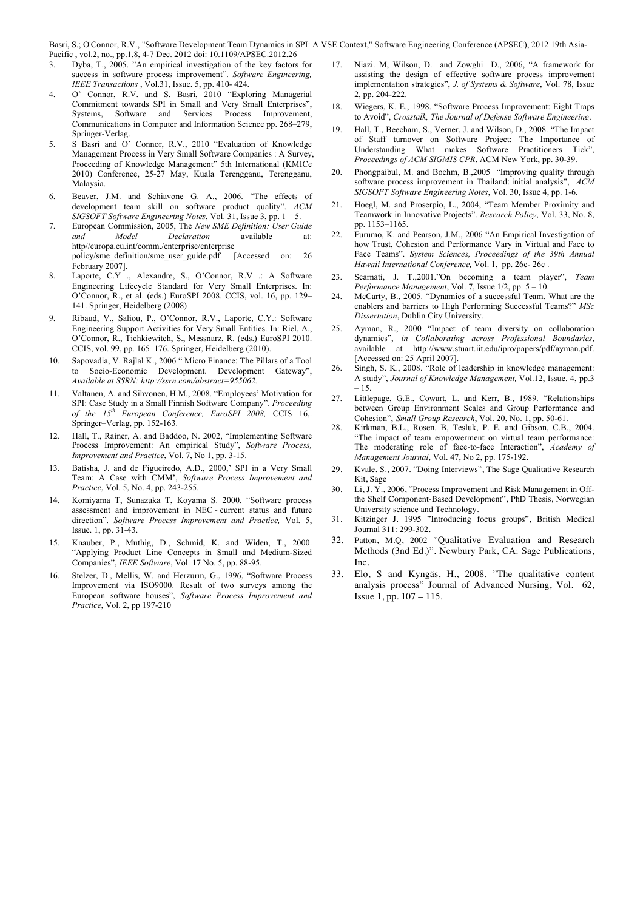3. Dyba, T., 2005. "An empirical investigation of the key factors for success in software process improvement". *Software Engineering, IEEE Transactions* , Vol.31, Issue. 5, pp. 410- 424.
4. O' Connor, R.V. and S. Basri, 2010 "Exploring Managerial Commitment towards SPI in Small and Very Small Enterprises", Systems, Software and Services Process Improvement, Communications in Computer and Information Science pp. 268–279, Springer-Verlag.
5. S Basri and O' Connor, R.V., 2010 "Evaluation of Knowledge Management Process in Very Small Software Companies : A Survey, Proceeding of Knowledge Management" 5th International (KMICe 2010) Conference, 25-27 May, Kuala Terengganu, Terengganu, Malaysia.
6. Beaver, J.M. and Schiavone G. A., 2006. "The effects of development team skill on software product quality". *ACM SIGSOFT Software Engineering Notes*, Vol. 31, Issue 3, pp. 1 – 5.
7. European Commission, 2005, The *New SME Definition: User Guide and Model Declaration* available at: http//europa.eu.int/comm./enterprise/enterprise policy/sme_definition/sme_user_guide.pdf. [Accessed on: 26 February 2007].
8. Laporte, C.Y ., Alexandre, S., O'Connor, R.V .: A Software Engineering Lifecycle Standard for Very Small Enterprises. In: O'Connor, R., et al. (eds.) EuroSPI 2008. CCIS, vol. 16, pp. 129–141. Springer, Heidelberg (2008)
9. Ribaud, V., Saliou, P., O'Connor, R.V., Laporte, C.Y.: Software Engineering Support Activities for Very Small Entities. In: Riel, A., O'Connor, R., Tichkiewitch, S., Messnarz, R. (eds.) EuroSPI 2010. CCIS, vol. 99, pp. 165–176. Springer, Heidelberg (2010).
10. Sapovadia, V. Rajlal K., 2006 " Micro Finance: The Pillars of a Tool to Socio-Economic Development. Development Gateway", *Available at SSRN: http://ssrn.com/abstract=955062.*
11. Valtanen, A. and Sihvonen, H.M., 2008. "Employees' Motivation for SPI: Case Study in a Small Finnish Software Company". *Proceeding of the 15th European Conference, EuroSPI 2008,* CCIS 16,. Springer–Verlag, pp. 152-163.
12. Hall, T., Rainer, A. and Baddoo, N. 2002, "Implementing Software Process Improvement: An empirical Study", *Software Process, Improvement and Practice*, Vol. 7, No 1, pp. 3-15.
13. Batisha, J. and de Figueiredo, A.D., 2000,' SPI in a Very Small Team: A Case with CMM', *Software Process Improvement and Practice*, Vol. 5, No. 4, pp. 243-255.
14. Komiyama T, Sunazuka T, Koyama S. 2000. "Software process assessment and improvement in NEC - current status and future direction". *Software Process Improvement and Practice,* Vol. 5, Issue. 1, pp. 31-43.
15. Knauber, P., Muthig, D., Schmid, K. and Widen, T., 2000. "Applying Product Line Concepts in Small and Medium-Sized Companies", *IEEE Software*, Vol. 17 No. 5, pp. 88-95.
16. Stelzer, D., Mellis, W. and Herzurm, G., 1996, "Software Process Improvement via ISO9000. Result of two surveys among the European software houses", *Software Process Improvement and Practice*, Vol. 2, pp 197-210
17. Niazi. M, Wilson, D. and Zowghi D., 2006, "A framework for assisting the design of effective software process improvement implementation strategies", *J. of Systems & Software*, Vol. 78, Issue 2, pp. 204-222.
18. Wiegers, K. E., 1998. "Software Process Improvement: Eight Traps to Avoid", *Crosstalk, The Journal of Defense Software Engineering*.
19. Hall, T., Beecham, S., Verner, J. and Wilson, D., 2008. "The Impact of Staff turnover on Software Project: The Importance of Understanding What makes Software Practitioners Tick", *Proceedings of ACM SIGMIS CPR*, ACM New York, pp. 30-39.
20. Phongpaibul, M. and Boehm, B.,2005 "Improving quality through software process improvement in Thailand: initial analysis", *ACM SIGSOFT Software Engineering Notes*, Vol. 30, Issue 4, pp. 1-6.
21. Hoegl, M. and Proserpio, L., 2004, "Team Member Proximity and Teamwork in Innovative Projects". *Research Policy*, Vol. 33, No. 8, pp. 1153–1165.
22. Furumo, K. and Pearson, J.M., 2006 "An Empirical Investigation of how Trust, Cohesion and Performance Vary in Virtual and Face to Face Teams". *System Sciences, Proceedings of the 39th Annual Hawaii International Conference,* Vol. 1, pp. 26c- 26c .
23. Scarnati, J. T.,2001."On becoming a team player", *Team Performance Management*, Vol. 7, Issue.1/2, pp. 5 – 10.
24. McCarty, B., 2005. "Dynamics of a successful Team. What are the enablers and barriers to High Performing Successful Teams?" *MSc Dissertation*, Dublin City University.
25. Ayman, R., 2000 "Impact of team diversity on collaboration dynamics", *in Collaborating across Professional Boundaries*, available at http://www.stuart.iit.edu/ipro/papers/pdf/ayman.pdf. [Accessed on: 25 April 2007].
26. Singh, S. K., 2008. "Role of leadership in knowledge management: A study", *Journal of Knowledge Management,* Vol.12, Issue. 4, pp.3 – 15.
27. Littlepage, G.E., Cowart, L. and Kerr, B., 1989. "Relationships between Group Environment Scales and Group Performance and Cohesion", *Small Group Research*, Vol. 20, No. 1, pp. 50-61.
28. Kirkman, B.L., Rosen. B, Tesluk, P. E. and Gibson, C.B., 2004. "The impact of team empowerment on virtual team performance: The moderating role of face-to-face Interaction", *Academy of Management Journal*, Vol. 47, No 2, pp. 175-192.
29. Kvale, S., 2007. "Doing Interviews", The Sage Qualitative Research Kit, Sage
30. Li, J. Y., 2006, "Process Improvement and Risk Management in Off-the Shelf Component-Based Development", PhD Thesis, Norwegian University science and Technology.
31. Kitzinger J. 1995 "Introducing focus groups", British Medical Journal 311: 299-302.
32. Patton, M.Q, 2002 "Qualitative Evaluation and Research Methods (3nd Ed.)". Newbury Park, CA: Sage Publications, Inc.
33. Elo, S and Kyngäs, H., 2008. "The qualitative content analysis process" Journal of Advanced Nursing, Vol. 62, Issue 1, pp. 107 – 115.